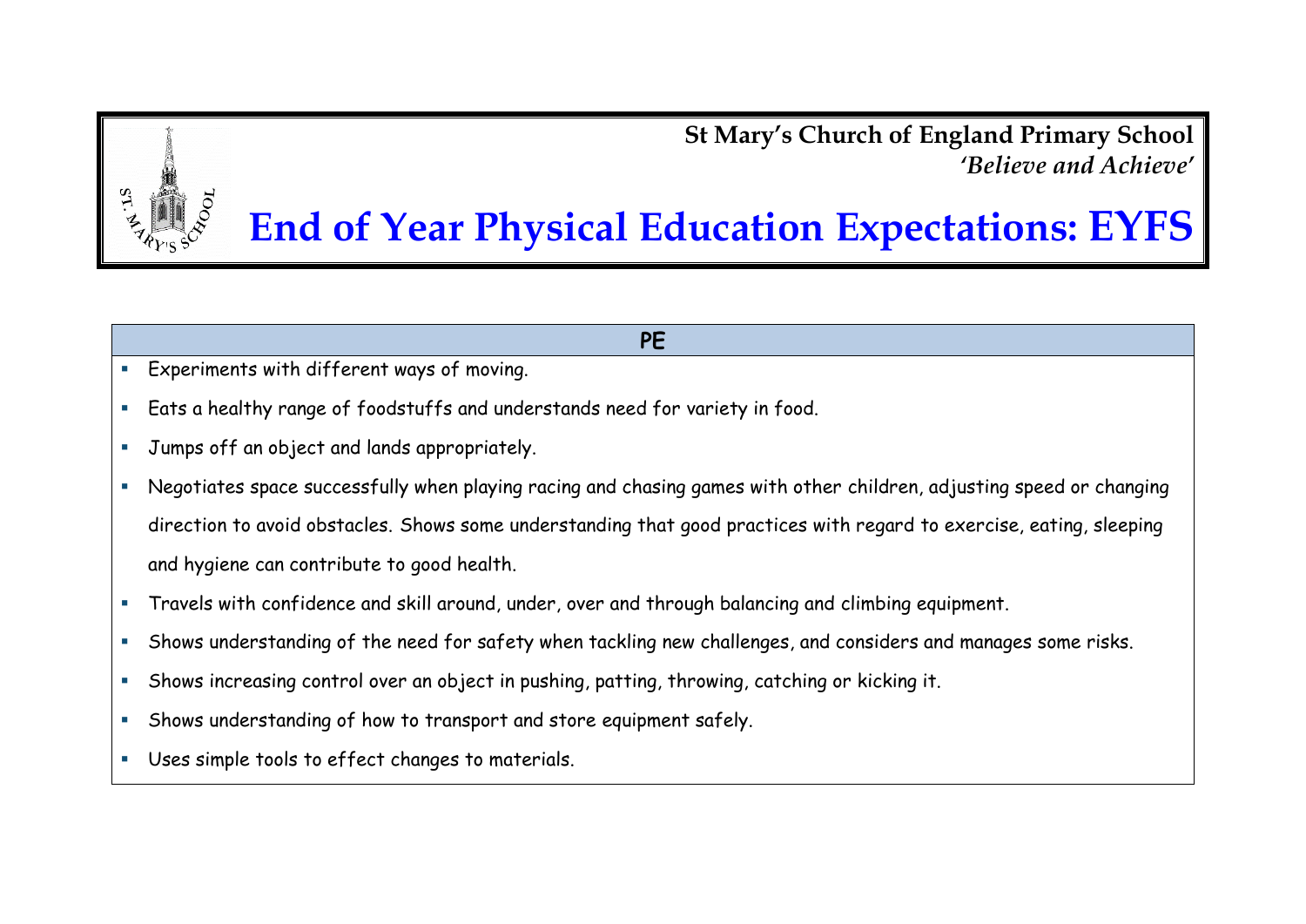**St Mary's Church of England Primary School**
*'Believe and Achieve'*

# End of Year Physical Education Expectations: EYFS

## PE

- Experiments with different ways of moving.
- Eats a healthy range of foodstuffs and understands need for variety in food.
- Jumps off an object and lands appropriately.
- Negotiates space successfully when playing racing and chasing games with other children, adjusting speed or changing direction to avoid obstacles. Shows some understanding that good practices with regard to exercise, eating, sleeping and hygiene can contribute to good health.
- Travels with confidence and skill around, under, over and through balancing and climbing equipment.
- Shows understanding of the need for safety when tackling new challenges, and considers and manages some risks.
- Shows increasing control over an object in pushing, patting, throwing, catching or kicking it.
- Shows understanding of how to transport and store equipment safely.
- Uses simple tools to effect changes to materials.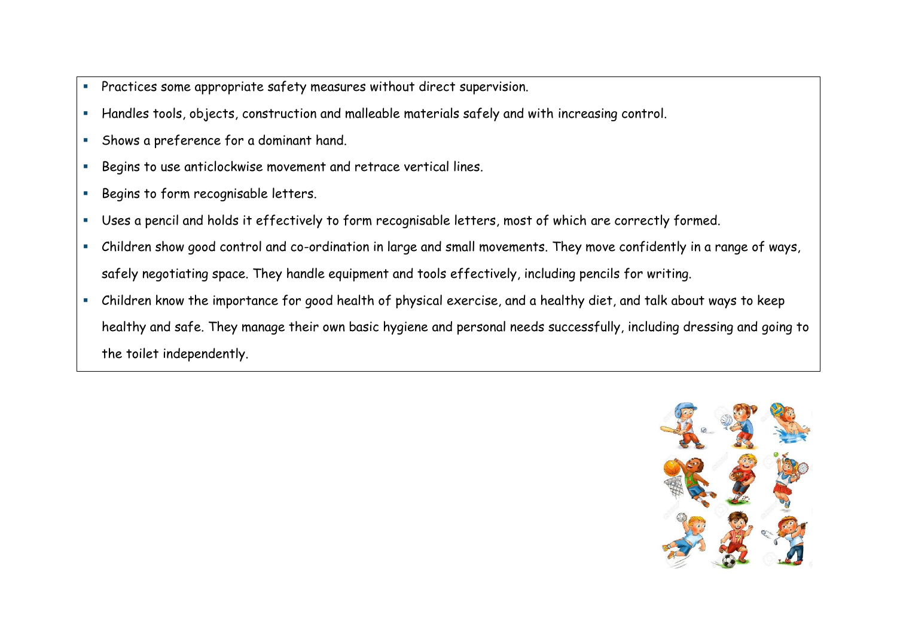- Practices some appropriate safety measures without direct supervision.
- Handles tools, objects, construction and malleable materials safely and with increasing control.
- Shows a preference for a dominant hand.
- Begins to use anticlockwise movement and retrace vertical lines.
- Begins to form recognisable letters.
- Uses a pencil and holds it effectively to form recognisable letters, most of which are correctly formed.
- Children show good control and co-ordination in large and small movements. They move confidently in a range of ways, safely negotiating space. They handle equipment and tools effectively, including pencils for writing.
- Children know the importance for good health of physical exercise, and a healthy diet, and talk about ways to keep healthy and safe. They manage their own basic hygiene and personal needs successfully, including dressing and going to the toilet independently.